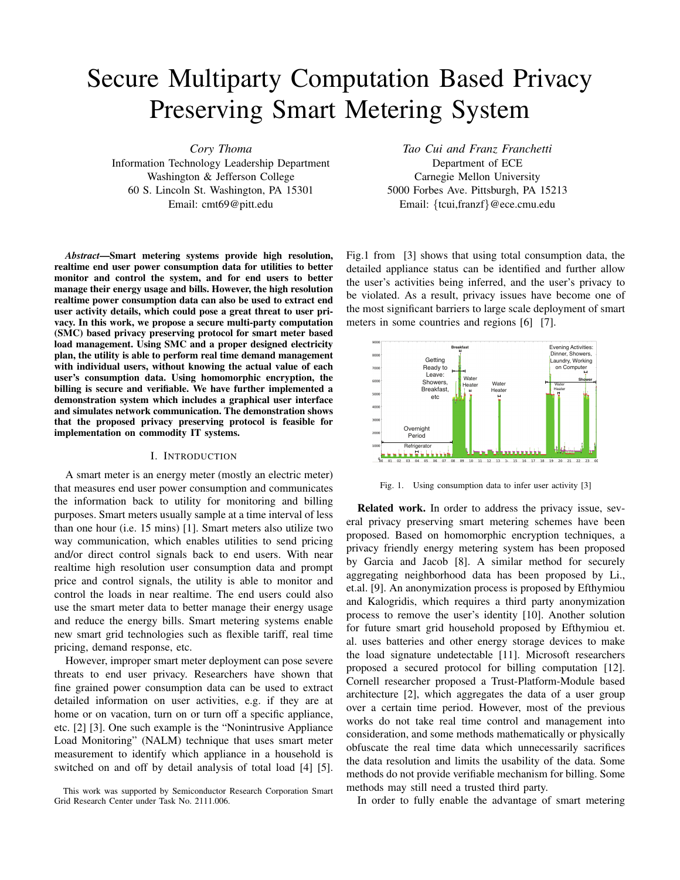# Secure Multiparty Computation Based Privacy Preserving Smart Metering System

*Cory Thoma*
Information Technology Leadership Department
Washington & Jefferson College
60 S. Lincoln St. Washington, PA 15301
Email: cmt69@pitt.edu

*Tao Cui and Franz Franchetti*
Department of ECE
Carnegie Mellon University
5000 Forbes Ave. Pittsburgh, PA 15213
Email: {tcui,franzf}@ece.cmu.edu

***Abstract*—Smart metering systems provide high resolution, realtime end user power consumption data for utilities to better monitor and control the system, and for end users to better manage their energy usage and bills. However, the high resolution realtime power consumption data can also be used to extract end user activity details, which could pose a great threat to user privacy. In this work, we propose a secure multi-party computation (SMC) based privacy preserving protocol for smart meter based load management. Using SMC and a proper designed electricity plan, the utility is able to perform real time demand management with individual users, without knowing the actual value of each user's consumption data. Using homomorphic encryption, the billing is secure and verifiable. We have further implemented a demonstration system which includes a graphical user interface and simulates network communication. The demonstration shows that the proposed privacy preserving protocol is feasible for implementation on commodity IT systems.**

## I. Introduction

A smart meter is an energy meter (mostly an electric meter) that measures end user power consumption and communicates the information back to utility for monitoring and billing purposes. Smart meters usually sample at a time interval of less than one hour (i.e. 15 mins) [1]. Smart meters also utilize two way communication, which enables utilities to send pricing and/or direct control signals back to end users. With near realtime high resolution user consumption data and prompt price and control signals, the utility is able to monitor and control the loads in near realtime. The end users could also use the smart meter data to better manage their energy usage and reduce the energy bills. Smart metering systems enable new smart grid technologies such as flexible tariff, real time pricing, demand response, etc.

However, improper smart meter deployment can pose severe threats to end user privacy. Researchers have shown that fine grained power consumption data can be used to extract detailed information on user activities, e.g. if they are at home or on vacation, turn on or turn off a specific appliance, etc. [2] [3]. One such example is the "Nonintrusive Appliance Load Monitoring" (NALM) technique that uses smart meter measurement to identify which appliance in a household is switched on and off by detail analysis of total load [4] [5]. Fig.1 from [3] shows that using total consumption data, the detailed appliance status can be identified and further allow the user's activities being inferred, and the user's privacy to be violated. As a result, privacy issues have become one of the most significant barriers to large scale deployment of smart meters in some countries and regions [6] [7].

9000
8000
7000
6000
5000
4000
3000
2000
1000
0
00 01 02 03 04 05 06 07 08 09 10 11 12 13 14 15 16 17 18 19 20 21 22 23 00
Breakfast
Getting Ready to Leave: Showers, Breakfast, etc
Water Heater
Water Heater
Evening Activities: Dinner, Showers, Laundry, Working on Computer
Shower
Water Heater
Overnight Period
Refrigerator

Fig. 1. Using consumption data to infer user activity [3]

**Related work.** In order to address the privacy issue, several privacy preserving smart metering schemes have been proposed. Based on homomorphic encryption techniques, a privacy friendly energy metering system has been proposed by Garcia and Jacob [8]. A similar method for securely aggregating neighborhood data has been proposed by Li., et.al. [9]. An anonymization process is proposed by Efthymiou and Kalogridis, which requires a third party anonymization process to remove the user's identity [10]. Another solution for future smart grid household proposed by Efthymiou et. al. uses batteries and other energy storage devices to make the load signature undetectable [11]. Microsoft researchers proposed a secured protocol for billing computation [12]. Cornell researcher proposed a Trust-Platform-Module based architecture [2], which aggregates the data of a user group over a certain time period. However, most of the previous works do not take real time control and management into consideration, and some methods mathematically or physically obfuscate the real time data which unnecessarily sacrifices the data resolution and limits the usability of the data. Some methods do not provide verifiable mechanism for billing. Some methods may still need a trusted third party.

In order to fully enable the advantage of smart metering

This work was supported by Semiconductor Research Corporation Smart Grid Research Center under Task No. 2111.006.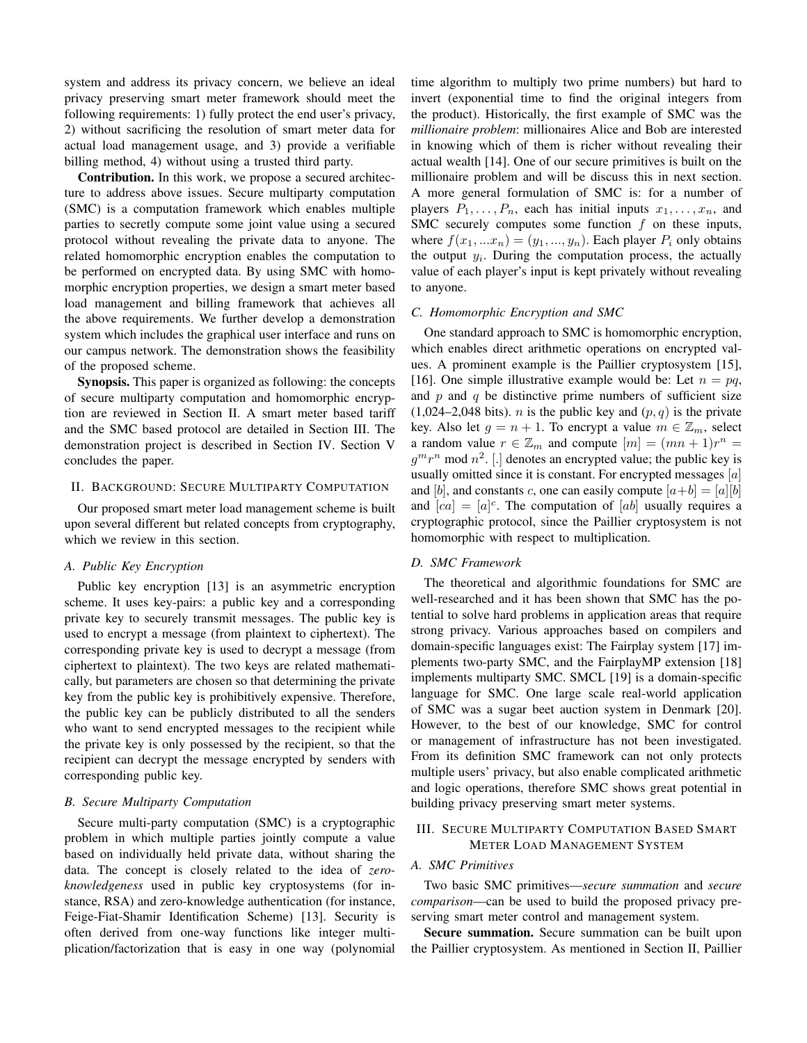system and address its privacy concern, we believe an ideal privacy preserving smart meter framework should meet the following requirements: 1) fully protect the end user's privacy, 2) without sacrificing the resolution of smart meter data for actual load management usage, and 3) provide a verifiable billing method, 4) without using a trusted third party.

**Contribution.** In this work, we propose a secured architecture to address above issues. Secure multiparty computation (SMC) is a computation framework which enables multiple parties to secretly compute some joint value using a secured protocol without revealing the private data to anyone. The related homomorphic encryption enables the computation to be performed on encrypted data. By using SMC with homomorphic encryption properties, we design a smart meter based load management and billing framework that achieves all the above requirements. We further develop a demonstration system which includes the graphical user interface and runs on our campus network. The demonstration shows the feasibility of the proposed scheme.

**Synopsis.** This paper is organized as following: the concepts of secure multiparty computation and homomorphic encryption are reviewed in Section II. A smart meter based tariff and the SMC based protocol are detailed in Section III. The demonstration project is described in Section IV. Section V concludes the paper.

## II. Background: Secure Multiparty Computation

Our proposed smart meter load management scheme is built upon several different but related concepts from cryptography, which we review in this section.

### A. Public Key Encryption

Public key encryption [13] is an asymmetric encryption scheme. It uses key-pairs: a public key and a corresponding private key to securely transmit messages. The public key is used to encrypt a message (from plaintext to ciphertext). The corresponding private key is used to decrypt a message (from ciphertext to plaintext). The two keys are related mathematically, but parameters are chosen so that determining the private key from the public key is prohibitively expensive. Therefore, the public key can be publicly distributed to all the senders who want to send encrypted messages to the recipient while the private key is only possessed by the recipient, so that the recipient can decrypt the message encrypted by senders with corresponding public key.

### B. Secure Multiparty Computation

Secure multi-party computation (SMC) is a cryptographic problem in which multiple parties jointly compute a value based on individually held private data, without sharing the data. The concept is closely related to the idea of *zero-knowledgeness* used in public key cryptosystems (for instance, RSA) and zero-knowledge authentication (for instance, Feige-Fiat-Shamir Identification Scheme) [13]. Security is often derived from one-way functions like integer multiplication/factorization that is easy in one way (polynomial time algorithm to multiply two prime numbers) but hard to invert (exponential time to find the original integers from the product). Historically, the first example of SMC was the *millionaire problem*: millionaires Alice and Bob are interested in knowing which of them is richer without revealing their actual wealth [14]. One of our secure primitives is built on the millionaire problem and will be discuss this in next section. A more general formulation of SMC is: for a number of players $P_1, \ldots, P_n$, each has initial inputs $x_1, \ldots, x_n$, and SMC securely computes some function $f$ on these inputs, where $f(x_1, ...x_n) = (y_1, ..., y_n)$. Each player $P_i$ only obtains the output $y_i$. During the computation process, the actually value of each player's input is kept privately without revealing to anyone.

### C. Homomorphic Encryption and SMC

One standard approach to SMC is homomorphic encryption, which enables direct arithmetic operations on encrypted values. A prominent example is the Paillier cryptosystem [15], [16]. One simple illustrative example would be: Let $n = pq$, and $p$ and $q$ be distinctive prime numbers of sufficient size (1,024–2,048 bits). $n$ is the public key and $(p, q)$ is the private key. Also let $g = n + 1$. To encrypt a value $m \in \mathbb{Z}_m$, select a random value $r \in \mathbb{Z}_m$ and compute $[m] = (mn + 1)r^n = g^m r^n \bmod n^2$. $[.]$ denotes an encrypted value; the public key is usually omitted since it is constant. For encrypted messages $[a]$ and $[b]$, and constants $c$, one can easily compute $[a+b] = [a][b]$ and $[ca] = [a]^c$. The computation of $[ab]$ usually requires a cryptographic protocol, since the Paillier cryptosystem is not homomorphic with respect to multiplication.

### D. SMC Framework

The theoretical and algorithmic foundations for SMC are well-researched and it has been shown that SMC has the potential to solve hard problems in application areas that require strong privacy. Various approaches based on compilers and domain-specific languages exist: The Fairplay system [17] implements two-party SMC, and the FairplayMP extension [18] implements multiparty SMC. SMCL [19] is a domain-specific language for SMC. One large scale real-world application of SMC was a sugar beet auction system in Denmark [20]. However, to the best of our knowledge, SMC for control or management of infrastructure has not been investigated. From its definition SMC framework can not only protects multiple users' privacy, but also enable complicated arithmetic and logic operations, therefore SMC shows great potential in building privacy preserving smart meter systems.

## III. Secure Multiparty Computation Based Smart Meter Load Management System

### A. SMC Primitives

Two basic SMC primitives—*secure summation* and *secure comparison*—can be used to build the proposed privacy preserving smart meter control and management system.

**Secure summation.** Secure summation can be built upon the Paillier cryptosystem. As mentioned in Section II, Paillier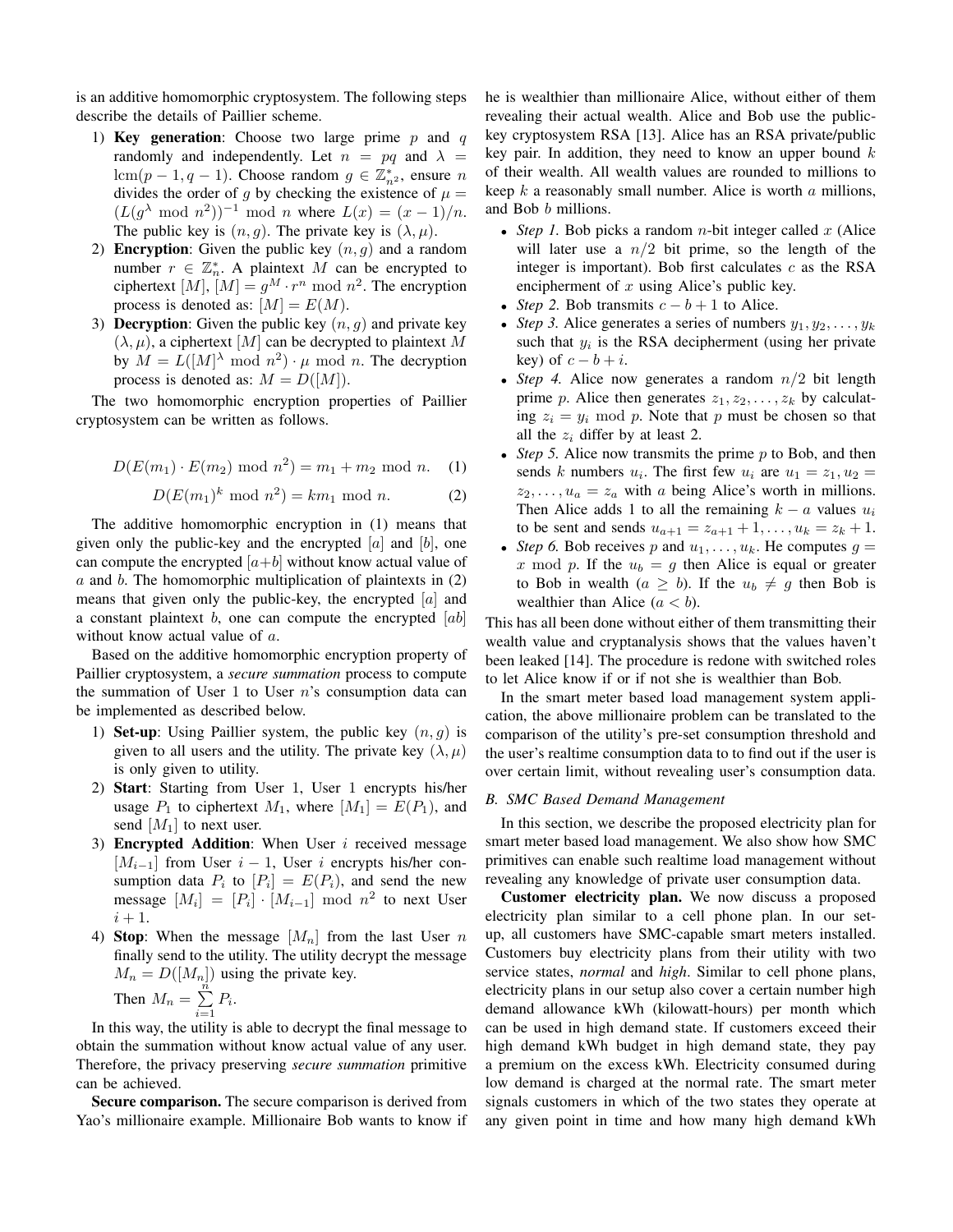is an additive homomorphic cryptosystem. The following steps describe the details of Paillier scheme.

1) **Key generation**: Choose two large prime $p$ and $q$ randomly and independently. Let $n = pq$ and $\lambda = \text{lcm}(p-1, q-1)$. Choose random $g \in \mathbb{Z}^*_{n^2}$, ensure $n$ divides the order of $g$ by checking the existence of $\mu = (L(g^\lambda \bmod n^2))^{-1} \bmod n$ where $L(x) = (x-1)/n$. The public key is $(n, g)$. The private key is $(\lambda, \mu)$.
2) **Encryption**: Given the public key $(n, g)$ and a random number $r \in \mathbb{Z}^*_n$. A plaintext $M$ can be encrypted to ciphertext $[M]$, $[M] = g^M \cdot r^n \bmod n^2$. The encryption process is denoted as: $[M] = E(M)$.
3) **Decryption**: Given the public key $(n, g)$ and private key $(\lambda, \mu)$, a ciphertext $[M]$ can be decrypted to plaintext $M$ by $M = L([M]^\lambda \bmod n^2) \cdot \mu \bmod n$. The decryption process is denoted as: $M = D([M])$.

The two homomorphic encryption properties of Paillier cryptosystem can be written as follows.

$$D(E(m_1) \cdot E(m_2) \bmod n^2) = m_1 + m_2 \bmod n. \quad (1)$$

$$D(E(m_1)^k \bmod n^2) = km_1 \bmod n. \quad (2)$$

The additive homomorphic encryption in (1) means that given only the public-key and the encrypted $[a]$ and $[b]$, one can compute the encrypted $[a+b]$ without know actual value of $a$ and $b$. The homomorphic multiplication of plaintexts in (2) means that given only the public-key, the encrypted $[a]$ and a constant plaintext $b$, one can compute the encrypted $[ab]$ without know actual value of $a$.

Based on the additive homomorphic encryption property of Paillier cryptosystem, a *secure summation* process to compute the summation of User 1 to User $n$'s consumption data can be implemented as described below.

1) **Set-up**: Using Paillier system, the public key $(n, g)$ is given to all users and the utility. The private key $(\lambda, \mu)$ is only given to utility.
2) **Start**: Starting from User 1, User 1 encrypts his/her usage $P_1$ to ciphertext $M_1$, where $[M_1] = E(P_1)$, and send $[M_1]$ to next user.
3) **Encrypted Addition**: When User $i$ received message $[M_{i-1}]$ from User $i-1$, User $i$ encrypts his/her consumption data $P_i$ to $[P_i] = E(P_i)$, and send the new message $[M_i] = [P_i] \cdot [M_{i-1}] \bmod n^2$ to next User $i+1$.
4) **Stop**: When the message $[M_n]$ from the last User $n$ finally send to the utility. The utility decrypt the message $M_n = D([M_n])$ using the private key.
   Then $M_n = \sum_{i=1}^{n} P_i$.

In this way, the utility is able to decrypt the final message to obtain the summation without know actual value of any user. Therefore, the privacy preserving *secure summation* primitive can be achieved.

**Secure comparison.** The secure comparison is derived from Yao's millionaire example. Millionaire Bob wants to know if he is wealthier than millionaire Alice, without either of them revealing their actual wealth. Alice and Bob use the public-key cryptosystem RSA [13]. Alice has an RSA private/public key pair. In addition, they need to know an upper bound $k$ of their wealth. All wealth values are rounded to millions to keep $k$ a reasonably small number. Alice is worth $a$ millions, and Bob $b$ millions.

- *Step 1.* Bob picks a random $n$-bit integer called $x$ (Alice will later use a $n/2$ bit prime, so the length of the integer is important). Bob first calculates $c$ as the RSA encipherment of $x$ using Alice's public key.
- *Step 2.* Bob transmits $c - b + 1$ to Alice.
- *Step 3.* Alice generates a series of numbers $y_1, y_2, \ldots, y_k$ such that $y_i$ is the RSA decipherment (using her private key) of $c - b + i$.
- *Step 4.* Alice now generates a random $n/2$ bit length prime $p$. Alice then generates $z_1, z_2, \ldots, z_k$ by calculating $z_i = y_i \bmod p$. Note that $p$ must be chosen so that all the $z_i$ differ by at least 2.
- *Step 5.* Alice now transmits the prime $p$ to Bob, and then sends $k$ numbers $u_i$. The first few $u_i$ are $u_1 = z_1, u_2 = z_2, \ldots, u_a = z_a$ with $a$ being Alice's worth in millions. Then Alice adds 1 to all the remaining $k - a$ values $u_i$ to be sent and sends $u_{a+1} = z_{a+1} + 1, \ldots, u_k = z_k + 1$.
- *Step 6.* Bob receives $p$ and $u_1, \ldots, u_k$. He computes $g = x \bmod p$. If the $u_b = g$ then Alice is equal or greater to Bob in wealth ($a \geq b$). If the $u_b \neq g$ then Bob is wealthier than Alice ($a < b$).

This has all been done without either of them transmitting their wealth value and cryptanalysis shows that the values haven't been leaked [14]. The procedure is redone with switched roles to let Alice know if or if not she is wealthier than Bob.

In the smart meter based load management system application, the above millionaire problem can be translated to the comparison of the utility's pre-set consumption threshold and the user's realtime consumption data to to find out if the user is over certain limit, without revealing user's consumption data.

### *B. SMC Based Demand Management*

In this section, we describe the proposed electricity plan for smart meter based load management. We also show how SMC primitives can enable such realtime load management without revealing any knowledge of private user consumption data.

**Customer electricity plan.** We now discuss a proposed electricity plan similar to a cell phone plan. In our setup, all customers have SMC-capable smart meters installed. Customers buy electricity plans from their utility with two service states, *normal* and *high*. Similar to cell phone plans, electricity plans in our setup also cover a certain number high demand allowance kWh (kilowatt-hours) per month which can be used in high demand state. If customers exceed their high demand kWh budget in high demand state, they pay a premium on the excess kWh. Electricity consumed during low demand is charged at the normal rate. The smart meter signals customers in which of the two states they operate at any given point in time and how many high demand kWh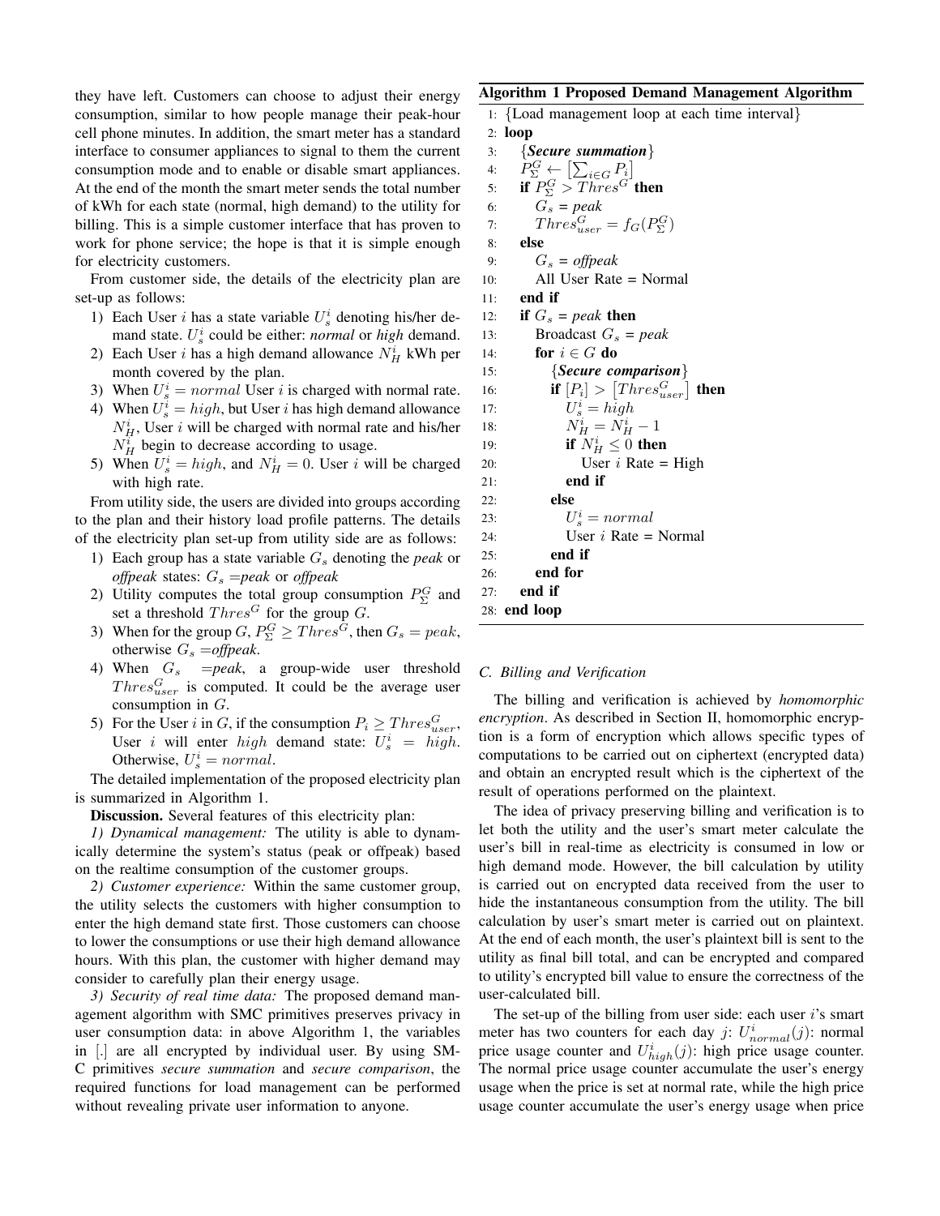they have left. Customers can choose to adjust their energy consumption, similar to how people manage their peak-hour cell phone minutes. In addition, the smart meter has a standard interface to consumer appliances to signal to them the current consumption mode and to enable or disable smart appliances. At the end of the month the smart meter sends the total number of kWh for each state (normal, high demand) to the utility for billing. This is a simple customer interface that has proven to work for phone service; the hope is that it is simple enough for electricity customers.

From customer side, the details of the electricity plan are set-up as follows:

1) Each User $i$ has a state variable $U_s^i$ denoting his/her demand state. $U_s^i$ could be either: *normal* or *high* demand.
2) Each User $i$ has a high demand allowance $N_H^i$ kWh per month covered by the plan.
3) When $U_s^i = normal$ User $i$ is charged with normal rate.
4) When $U_s^i = high$, but User $i$ has high demand allowance $N_H^i$, User $i$ will be charged with normal rate and his/her $N_H^i$ begin to decrease according to usage.
5) When $U_s^i = high$, and $N_H^i = 0$. User $i$ will be charged with high rate.

From utility side, the users are divided into groups according to the plan and their history load profile patterns. The details of the electricity plan set-up from utility side are as follows:

1) Each group has a state variable $G_s$ denoting the *peak* or *offpeak* states: $G_s$ =*peak* or *offpeak*
2) Utility computes the total group consumption $P_\Sigma^G$ and set a threshold $Thres^G$ for the group $G$.
3) When for the group $G$, $P_\Sigma^G \geq Thres^G$, then $G_s = peak$, otherwise $G_s$ =*offpeak*.
4) When $G_s$ =*peak*, a group-wide user threshold $Thres_{user}^G$ is computed. It could be the average user consumption in $G$.
5) For the User $i$ in $G$, if the consumption $P_i \geq Thres_{user}^G$, User $i$ will enter $high$ demand state: $U_s^i = high$. Otherwise, $U_s^i = normal$.

The detailed implementation of the proposed electricity plan is summarized in Algorithm 1.

**Discussion.** Several features of this electricity plan:

*1) Dynamical management:* The utility is able to dynamically determine the system's status (peak or offpeak) based on the realtime consumption of the customer groups.

*2) Customer experience:* Within the same customer group, the utility selects the customers with higher consumption to enter the high demand state first. Those customers can choose to lower the consumptions or use their high demand allowance hours. With this plan, the customer with higher demand may consider to carefully plan their energy usage.

*3) Security of real time data:* The proposed demand management algorithm with SMC primitives preserves privacy in user consumption data: in above Algorithm 1, the variables in [.] are all encrypted by individual user. By using SMC primitives *secure summation* and *secure comparison*, the required functions for load management can be performed without revealing private user information to anyone.

**Algorithm 1 Proposed Demand Management Algorithm**

```
1:  {Load management loop at each time interval}
2:  loop
3:    {Secure summation}
4:    P_Σ^G ← [Σ_{i∈G} P_i]
5:    if P_Σ^G > Thres^G then
6:      G_s = peak
7:      Thres_user^G = f_G(P_Σ^G)
8:    else
9:      G_s = offpeak
10:     All User Rate = Normal
11:   end if
12:   if G_s = peak then
13:     Broadcast G_s = peak
14:     for i ∈ G do
15:       {Secure comparison}
16:       if [P_i] > [Thres_user^G] then
17:         U_s^i = high
18:         N_H^i = N_H^i − 1
19:         if N_H^i ≤ 0 then
20:           User i Rate = High
21:         end if
22:       else
23:         U_s^i = normal
24:         User i Rate = Normal
25:       end if
26:     end for
27:   end if
28: end loop
```

### C. Billing and Verification

The billing and verification is achieved by *homomorphic encryption*. As described in Section II, homomorphic encryption is a form of encryption which allows specific types of computations to be carried out on ciphertext (encrypted data) and obtain an encrypted result which is the ciphertext of the result of operations performed on the plaintext.

The idea of privacy preserving billing and verification is to let both the utility and the user's smart meter calculate the user's bill in real-time as electricity is consumed in low or high demand mode. However, the bill calculation by utility is carried out on encrypted data received from the user to hide the instantaneous consumption from the utility. The bill calculation by user's smart meter is carried out on plaintext. At the end of each month, the user's plaintext bill is sent to the utility as final bill total, and can be encrypted and compared to utility's encrypted bill value to ensure the correctness of the user-calculated bill.

The set-up of the billing from user side: each user $i$'s smart meter has two counters for each day $j$: $U_{normal}^i(j)$: normal price usage counter and $U_{high}^i(j)$: high price usage counter. The normal price usage counter accumulate the user's energy usage when the price is set at normal rate, while the high price usage counter accumulate the user's energy usage when price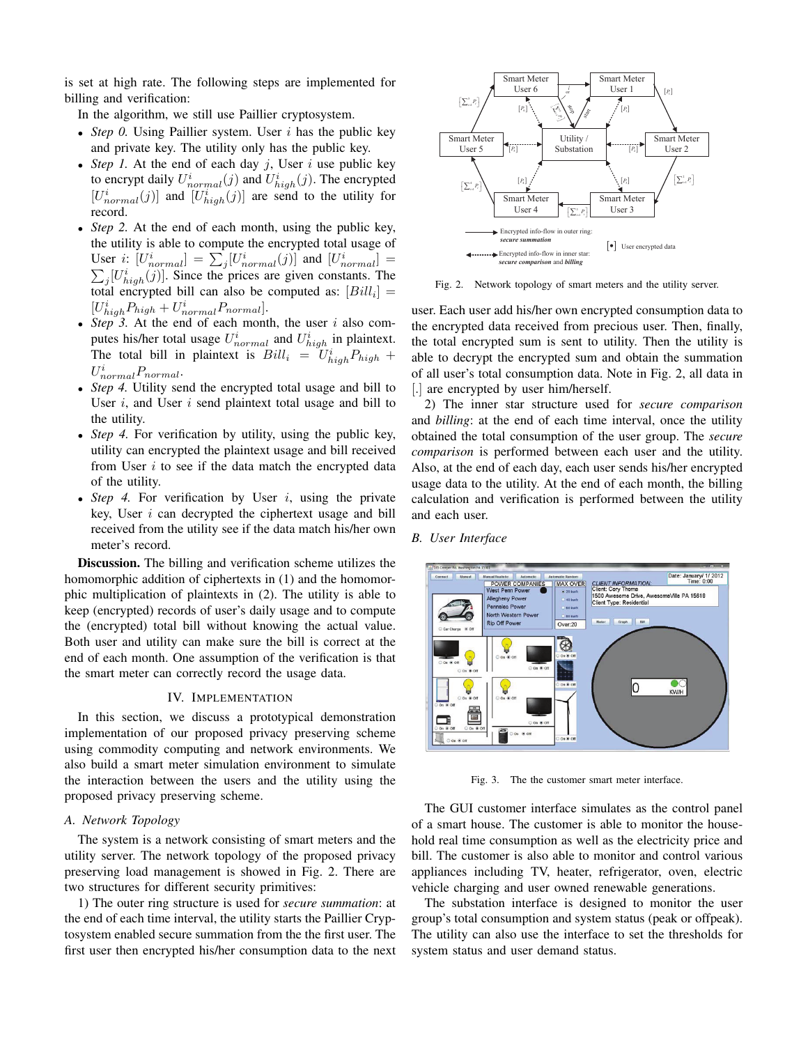is set at high rate. The following steps are implemented for billing and verification:

In the algorithm, we still use Paillier cryptosystem.

- *Step 0.* Using Paillier system. User $i$ has the public key and private key. The utility only has the public key.
- *Step 1.* At the end of each day $j$, User $i$ use public key to encrypt daily $U^i_{normal}(j)$ and $U^i_{high}(j)$. The encrypted $[U^i_{normal}(j)]$ and $[U^i_{high}(j)]$ are send to the utility for record.
- *Step 2.* At the end of each month, using the public key, the utility is able to compute the encrypted total usage of User $i$: $[U^i_{normal}] = \sum_j [U^i_{normal}(j)]$ and $[U^i_{normal}] = \sum_j [U^i_{high}(j)]$. Since the prices are given constants. The total encrypted bill can also be computed as: $[Bill_i] = [U^i_{high} P_{high} + U^i_{normal} P_{normal}]$.
- *Step 3.* At the end of each month, the user $i$ also computes his/her total usage $U^i_{normal}$ and $U^i_{high}$ in plaintext. The total bill in plaintext is $Bill_i = U^i_{high} P_{high} + U^i_{normal} P_{normal}$.
- *Step 4.* Utility send the encrypted total usage and bill to User $i$, and User $i$ send plaintext total usage and bill to the utility.
- *Step 4.* For verification by utility, using the public key, utility can encrypted the plaintext usage and bill received from User $i$ to see if the data match the encrypted data of the utility.
- *Step 4.* For verification by User $i$, using the private key, User $i$ can decrypted the ciphertext usage and bill received from the utility see if the data match his/her own meter's record.

**Discussion.** The billing and verification scheme utilizes the homomorphic addition of ciphertexts in (1) and the homomorphic multiplication of plaintexts in (2). The utility is able to keep (encrypted) records of user's daily usage and to compute the (encrypted) total bill without knowing the actual value. Both user and utility can make sure the bill is correct at the end of each month. One assumption of the verification is that the smart meter can correctly record the usage data.

## IV. Implementation

In this section, we discuss a prototypical demonstration implementation of our proposed privacy preserving scheme using commodity computing and network environments. We also build a smart meter simulation environment to simulate the interaction between the users and the utility using the proposed privacy preserving scheme.

### A. Network Topology

The system is a network consisting of smart meters and the utility server. The network topology of the proposed privacy preserving load management is showed in Fig. 2. There are two structures for different security primitives:

1) The outer ring structure is used for *secure summation*: at the end of each time interval, the utility starts the Paillier Cryptosystem enabled secure summation from the the first user. The first user then encrypted his/her consumption data to the next user. Each user add his/her own encrypted consumption data to the encrypted data received from precious user. Then, finally, the total encrypted sum is sent to utility. Then the utility is able to decrypt the encrypted sum and obtain the summation of all user's total consumption data. Note in Fig. 2, all data in [.] are encrypted by user him/herself.

2) The inner star structure used for *secure comparison* and *billing*: at the end of each time interval, once the utility obtained the total consumption of the user group. The *secure comparison* is performed between each user and the utility. Also, at the end of each day, each user sends his/her encrypted usage data to the utility. At the end of each month, the billing calculation and verification is performed between the utility and each user.

Fig. 2. Network topology of smart meters and the utility server.

### B. User Interface

Fig. 3. The the customer smart meter interface.

The GUI customer interface simulates as the control panel of a smart house. The customer is able to monitor the household real time consumption as well as the electricity price and bill. The customer is also able to monitor and control various appliances including TV, heater, refrigerator, oven, electric vehicle charging and user owned renewable generations.

The substation interface is designed to monitor the user group's total consumption and system status (peak or offpeak). The utility can also use the interface to set the thresholds for system status and user demand status.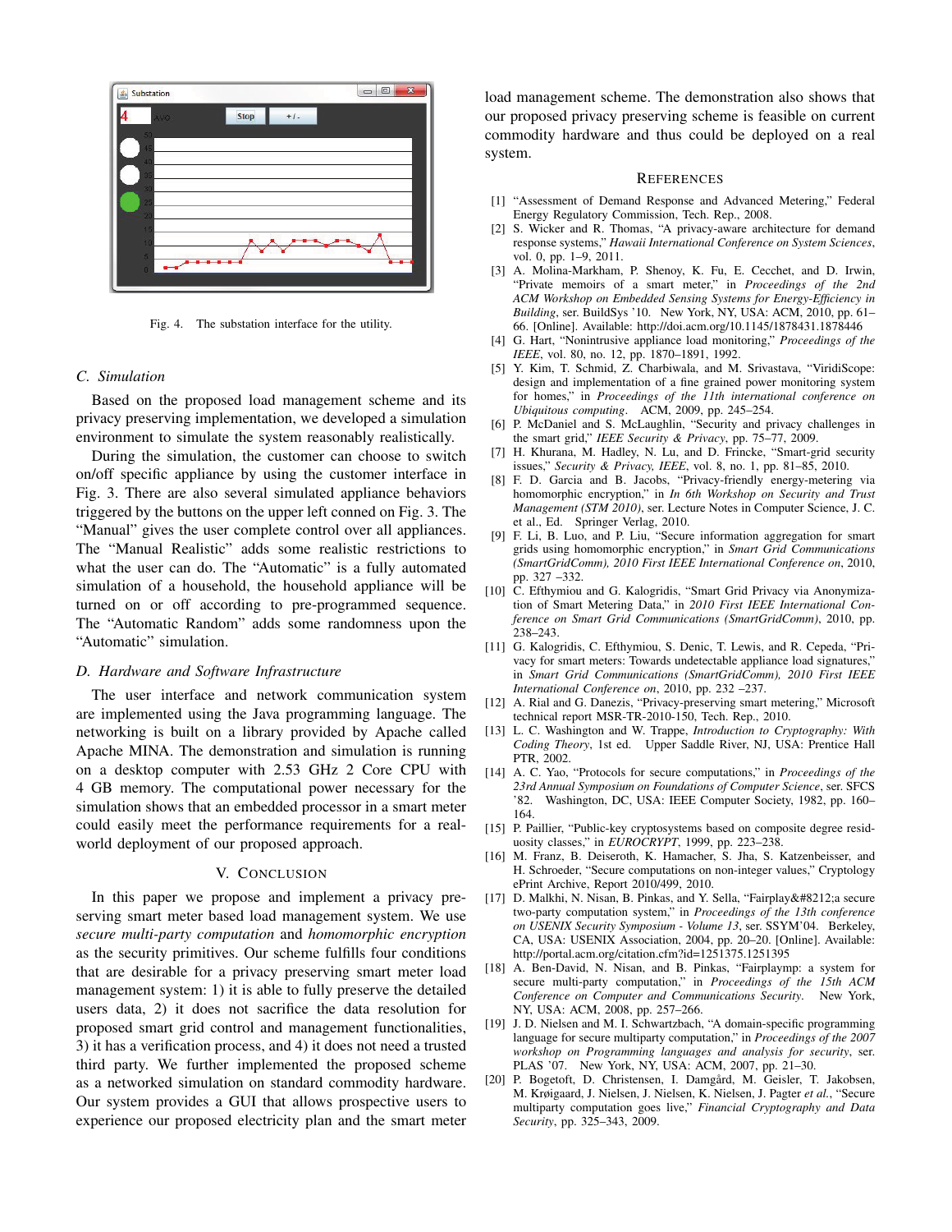Substation

4 AVG Stop +/-

50
45
40
35
30
25
20
15
10
5
0

Fig. 4. The substation interface for the utility.

### C. Simulation

Based on the proposed load management scheme and its privacy preserving implementation, we developed a simulation environment to simulate the system reasonably realistically.

During the simulation, the customer can choose to switch on/off specific appliance by using the customer interface in Fig. 3. There are also several simulated appliance behaviors triggered by the buttons on the upper left conned on Fig. 3. The "Manual" gives the user complete control over all appliances. The "Manual Realistic" adds some realistic restrictions to what the user can do. The "Automatic" is a fully automated simulation of a household, the household appliance will be turned on or off according to pre-programmed sequence. The "Automatic Random" adds some randomness upon the "Automatic" simulation.

### D. Hardware and Software Infrastructure

The user interface and network communication system are implemented using the Java programming language. The networking is built on a library provided by Apache called Apache MINA. The demonstration and simulation is running on a desktop computer with 2.53 GHz 2 Core CPU with 4 GB memory. The computational power necessary for the simulation shows that an embedded processor in a smart meter could easily meet the performance requirements for a real-world deployment of our proposed approach.

## V. Conclusion

In this paper we propose and implement a privacy preserving smart meter based load management system. We use *secure multi-party computation* and *homomorphic encryption* as the security primitives. Our scheme fulfills four conditions that are desirable for a privacy preserving smart meter load management system: 1) it is able to fully preserve the detailed users data, 2) it does not sacrifice the data resolution for proposed smart grid control and management functionalities, 3) it has a verification process, and 4) it does not need a trusted third party. We further implemented the proposed scheme as a networked simulation on standard commodity hardware. Our system provides a GUI that allows prospective users to experience our proposed electricity plan and the smart meter load management scheme. The demonstration also shows that our proposed privacy preserving scheme is feasible on current commodity hardware and thus could be deployed on a real system.

## References

[1] "Assessment of Demand Response and Advanced Metering," Federal Energy Regulatory Commission, Tech. Rep., 2008.

[2] S. Wicker and R. Thomas, "A privacy-aware architecture for demand response systems," *Hawaii International Conference on System Sciences*, vol. 0, pp. 1–9, 2011.

[3] A. Molina-Markham, P. Shenoy, K. Fu, E. Cecchet, and D. Irwin, "Private memoirs of a smart meter," in *Proceedings of the 2nd ACM Workshop on Embedded Sensing Systems for Energy-Efficiency in Building*, ser. BuildSys '10. New York, NY, USA: ACM, 2010, pp. 61–66. [Online]. Available: http://doi.acm.org/10.1145/1878431.1878446

[4] G. Hart, "Nonintrusive appliance load monitoring," *Proceedings of the IEEE*, vol. 80, no. 12, pp. 1870–1891, 1992.

[5] Y. Kim, T. Schmid, Z. Charbiwala, and M. Srivastava, "ViridiScope: design and implementation of a fine grained power monitoring system for homes," in *Proceedings of the 11th international conference on Ubiquitous computing*. ACM, 2009, pp. 245–254.

[6] P. McDaniel and S. McLaughlin, "Security and privacy challenges in the smart grid," *IEEE Security & Privacy*, pp. 75–77, 2009.

[7] H. Khurana, M. Hadley, N. Lu, and D. Frincke, "Smart-grid security issues," *Security & Privacy, IEEE*, vol. 8, no. 1, pp. 81–85, 2010.

[8] F. D. Garcia and B. Jacobs, "Privacy-friendly energy-metering via homomorphic encryption," in *In 6th Workshop on Security and Trust Management (STM 2010)*, ser. Lecture Notes in Computer Science, J. C. et al., Ed. Springer Verlag, 2010.

[9] F. Li, B. Luo, and P. Liu, "Secure information aggregation for smart grids using homomorphic encryption," in *Smart Grid Communications (SmartGridComm), 2010 First IEEE International Conference on*, 2010, pp. 327 –332.

[10] C. Efthymiou and G. Kalogridis, "Smart Grid Privacy via Anonymization of Smart Metering Data," in *2010 First IEEE International Conference on Smart Grid Communications (SmartGridComm)*, 2010, pp. 238–243.

[11] G. Kalogridis, C. Efthymiou, S. Denic, T. Lewis, and R. Cepeda, "Privacy for smart meters: Towards undetectable appliance load signatures," in *Smart Grid Communications (SmartGridComm), 2010 First IEEE International Conference on*, 2010, pp. 232 –237.

[12] A. Rial and G. Danezis, "Privacy-preserving smart metering," Microsoft technical report MSR-TR-2010-150, Tech. Rep., 2010.

[13] L. C. Washington and W. Trappe, *Introduction to Cryptography: With Coding Theory*, 1st ed. Upper Saddle River, NJ, USA: Prentice Hall PTR, 2002.

[14] A. C. Yao, "Protocols for secure computations," in *Proceedings of the 23rd Annual Symposium on Foundations of Computer Science*, ser. SFCS '82. Washington, DC, USA: IEEE Computer Society, 1982, pp. 160–164.

[15] P. Paillier, "Public-key cryptosystems based on composite degree residuosity classes," in *EUROCRYPT*, 1999, pp. 223–238.

[16] M. Franz, B. Deiseroth, K. Hamacher, S. Jha, S. Katzenbeisser, and H. Schroeder, "Secure computations on non-integer values," Cryptology ePrint Archive, Report 2010/499, 2010.

[17] D. Malkhi, N. Nisan, B. Pinkas, and Y. Sella, "Fairplay&#8212;a secure two-party computation system," in *Proceedings of the 13th conference on USENIX Security Symposium - Volume 13*, ser. SSYM'04. Berkeley, CA, USA: USENIX Association, 2004, pp. 20–20. [Online]. Available: http://portal.acm.org/citation.cfm?id=1251375.1251395

[18] A. Ben-David, N. Nisan, and B. Pinkas, "Fairplaymp: a system for secure multi-party computation," in *Proceedings of the 15th ACM Conference on Computer and Communications Security*. New York, NY, USA: ACM, 2008, pp. 257–266.

[19] J. D. Nielsen and M. I. Schwartzbach, "A domain-specific programming language for secure multiparty computation," in *Proceedings of the 2007 workshop on Programming languages and analysis for security*, ser. PLAS '07. New York, NY, USA: ACM, 2007, pp. 21–30.

[20] P. Bogetoft, D. Christensen, I. Damgård, M. Geisler, T. Jakobsen, M. Krøigaard, J. Nielsen, J. Nielsen, K. Nielsen, J. Pagter *et al.*, "Secure multiparty computation goes live," *Financial Cryptography and Data Security*, pp. 325–343, 2009.